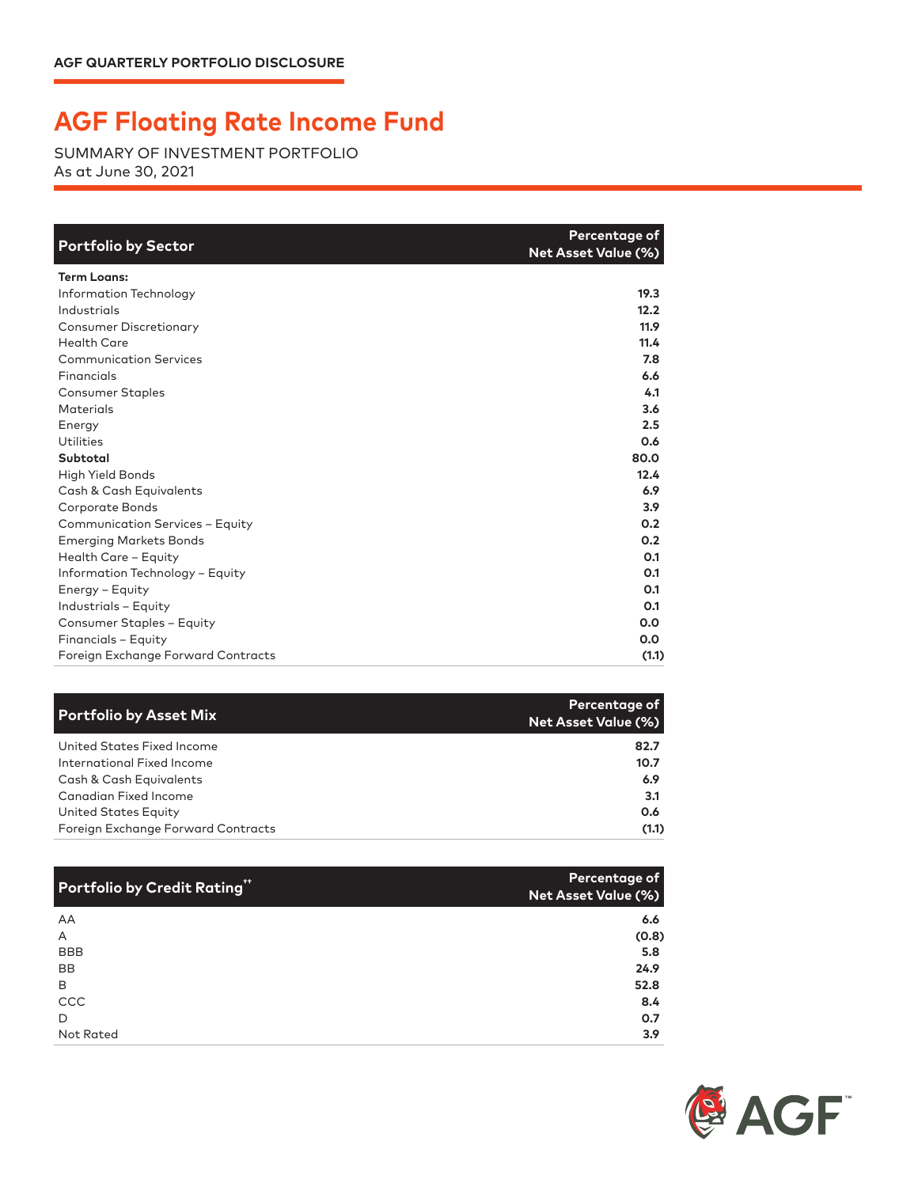**AGF QUARTERLY PORTFOLIO DISCLOSURE**

# AGF Floating Rate Income Fund

SUMMARY OF INVESTMENT PORTFOLIO
As at June 30, 2021

| Portfolio by Sector | Percentage of Net Asset Value (%) |
|---|---|
| **Term Loans:** | |
| Information Technology | 19.3 |
| Industrials | 12.2 |
| Consumer Discretionary | 11.9 |
| Health Care | 11.4 |
| Communication Services | 7.8 |
| Financials | 6.6 |
| Consumer Staples | 4.1 |
| Materials | 3.6 |
| Energy | 2.5 |
| Utilities | 0.6 |
| **Subtotal** | 80.0 |
| High Yield Bonds | 12.4 |
| Cash & Cash Equivalents | 6.9 |
| Corporate Bonds | 3.9 |
| Communication Services – Equity | 0.2 |
| Emerging Markets Bonds | 0.2 |
| Health Care – Equity | 0.1 |
| Information Technology – Equity | 0.1 |
| Energy – Equity | 0.1 |
| Industrials – Equity | 0.1 |
| Consumer Staples – Equity | 0.0 |
| Financials – Equity | 0.0 |
| Foreign Exchange Forward Contracts | (1.1) |

| Portfolio by Asset Mix | Percentage of Net Asset Value (%) |
|---|---|
| United States Fixed Income | 82.7 |
| International Fixed Income | 10.7 |
| Cash & Cash Equivalents | 6.9 |
| Canadian Fixed Income | 3.1 |
| United States Equity | 0.6 |
| Foreign Exchange Forward Contracts | (1.1) |

| Portfolio by Credit Rating†† | Percentage of Net Asset Value (%) |
|---|---|
| AA | 6.6 |
| A | (0.8) |
| BBB | 5.8 |
| BB | 24.9 |
| B | 52.8 |
| CCC | 8.4 |
| D | 0.7 |
| Not Rated | 3.9 |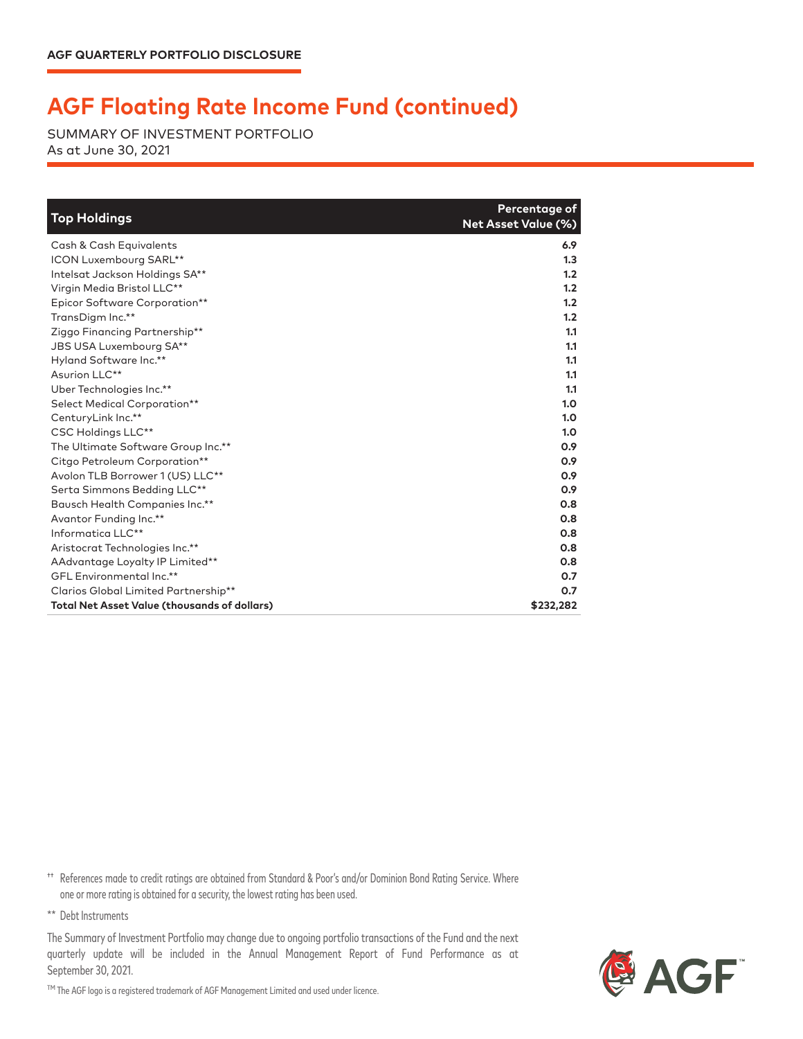AGF QUARTERLY PORTFOLIO DISCLOSURE

# AGF Floating Rate Income Fund (continued)

SUMMARY OF INVESTMENT PORTFOLIO
As at June 30, 2021

| Top Holdings | Percentage of Net Asset Value (%) |
|---|---|
| Cash & Cash Equivalents | 6.9 |
| ICON Luxembourg SARL** | 1.3 |
| Intelsat Jackson Holdings SA** | 1.2 |
| Virgin Media Bristol LLC** | 1.2 |
| Epicor Software Corporation** | 1.2 |
| TransDigm Inc.** | 1.2 |
| Ziggo Financing Partnership** | 1.1 |
| JBS USA Luxembourg SA** | 1.1 |
| Hyland Software Inc.** | 1.1 |
| Asurion LLC** | 1.1 |
| Uber Technologies Inc.** | 1.1 |
| Select Medical Corporation** | 1.0 |
| CenturyLink Inc.** | 1.0 |
| CSC Holdings LLC** | 1.0 |
| The Ultimate Software Group Inc.** | 0.9 |
| Citgo Petroleum Corporation** | 0.9 |
| Avolon TLB Borrower 1 (US) LLC** | 0.9 |
| Serta Simmons Bedding LLC** | 0.9 |
| Bausch Health Companies Inc.** | 0.8 |
| Avantor Funding Inc.** | 0.8 |
| Informatica LLC** | 0.8 |
| Aristocrat Technologies Inc.** | 0.8 |
| AAdvantage Loyalty IP Limited** | 0.8 |
| GFL Environmental Inc.** | 0.7 |
| Clarios Global Limited Partnership** | 0.7 |
| **Total Net Asset Value (thousands of dollars)** | **$232,282** |

†† References made to credit ratings are obtained from Standard & Poor's and/or Dominion Bond Rating Service. Where one or more rating is obtained for a security, the lowest rating has been used.

** Debt Instruments

The Summary of Investment Portfolio may change due to ongoing portfolio transactions of the Fund and the next quarterly update will be included in the Annual Management Report of Fund Performance as at September 30, 2021.

TM The AGF logo is a registered trademark of AGF Management Limited and used under licence.